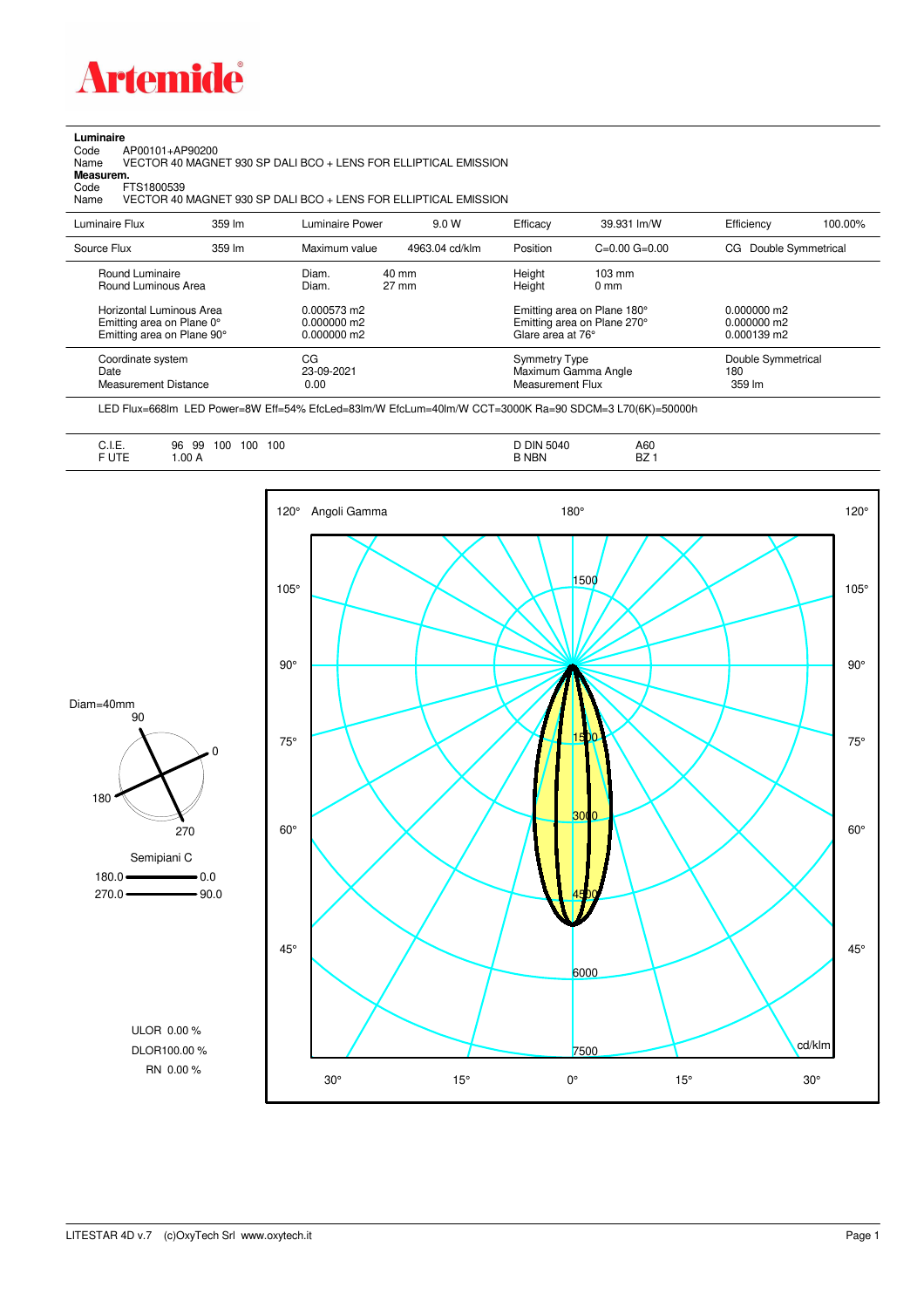# Artemide

**Luminaire**

Code AP00101+AP90200

Name VECTOR 40 MAGNET 930 SP DALI BCO + LENS FOR ELLIPTICAL EMISSION

**Measurem.**

Code FTS1800539

Name VECTOR 40 MAGNET 930 SP DALI BCO + LENS FOR ELLIPTICAL EMISSION

| Luminaire Flux | 359 lm | Luminaire Power | 9.0 W | Efficacy | 39.931 lm/W | Efficiency | 100.00% |
|---|---|---|---|---|---|---|---|
| Source Flux | 359 lm | Maximum value | 4963.04 cd/klm | Position | C=0.00 G=0.00 | CG | Double Symmetrical |

| | | | | |
|---|---|---|---|---|
| Round Luminaire<br>Round Luminous Area | Diam. 40 mm<br>Diam. 27 mm | Height 103 mm<br>Height 0 mm | | |
| Horizontal Luminous Area<br>Emitting area on Plane 0°<br>Emitting area on Plane 90° | 0.000573 m2<br>0.000000 m2<br>0.000000 m2 | Emitting area on Plane 180°<br>Emitting area on Plane 270°<br>Glare area at 76° | 0.000000 m2<br>0.000000 m2<br>0.000139 m2 |
| Coordinate system<br>Date<br>Measurement Distance | CG<br>23-09-2021<br>0.00 | Symmetry Type<br>Maximum Gamma Angle<br>Measurement Flux | Double Symmetrical<br>180<br>359 lm |

LED Flux=668lm LED Power=8W Eff=54% EfcLed=83lm/W EfcLum=40lm/W CCT=3000K Ra=90 SDCM=3 L70(6K)=50000h

| | | | |
|---|---|---|---|
| C.I.E. | 96 99 100 100 100 | D DIN 5040 | A60 |
| F UTE | 1.00 A | B NBN | BZ 1 |

Diam=40mm

Semipiani C

180.0 — 0.0

270.0 — 90.0

ULOR 0.00 %

DLOR100.00 %

RN 0.00 %

Angoli Gamma

cd/klm

LITESTAR 4D v.7 (c)OxyTech Srl www.oxytech.it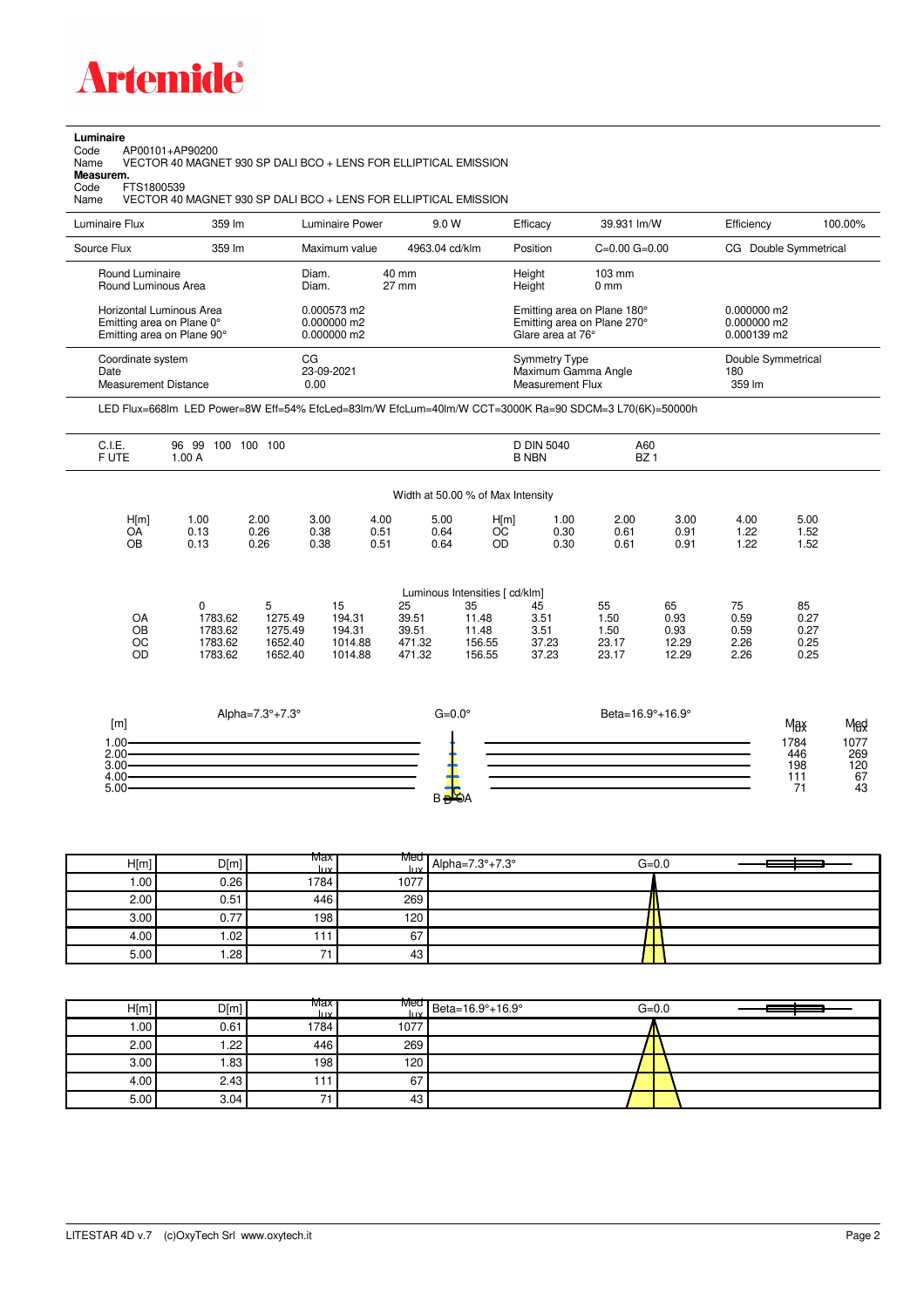Artemide

**Luminaire**
Code AP00101+AP90200
Name VECTOR 40 MAGNET 930 SP DALI BCO + LENS FOR ELLIPTICAL EMISSION
**Measurem.**
Code FTS1800539
Name VECTOR 40 MAGNET 930 SP DALI BCO + LENS FOR ELLIPTICAL EMISSION

| | | | | | | | |
|---|---|---|---|---|---|---|---|
| Luminaire Flux | 359 lm | Luminaire Power | 9.0 W | Efficacy | 39.931 lm/W | Efficiency | 100.00% |
| Source Flux | 359 lm | Maximum value | 4963.04 cd/klm | Position | C=0.00 G=0.00 | CG | Double Symmetrical |

| | | | | | | |
|---|---|---|---|---|---|---|
| Round Luminaire | Diam. | 40 mm | Height | 103 mm | | |
| Round Luminous Area | Diam. | 27 mm | Height | 0 mm | | |
| Horizontal Luminous Area | 0.000573 m2 | | Emitting area on Plane 180° | | 0.000000 m2 | |
| Emitting area on Plane 0° | 0.000000 m2 | | Emitting area on Plane 270° | | 0.000000 m2 | |
| Emitting area on Plane 90° | 0.000000 m2 | | Glare area at 76° | | 0.000139 m2 | |

| | | | |
|---|---|---|---|
| Coordinate system | CG | Symmetry Type | Double Symmetrical |
| Date | 23-09-2021 | Maximum Gamma Angle | 180 |
| Measurement Distance | 0.00 | Measurement Flux | 359 lm |

LED Flux=668lm LED Power=8W Eff=54% EfcLed=83lm/W EfcLum=40lm/W CCT=3000K Ra=90 SDCM=3 L70(6K)=50000h

| | | | |
|---|---|---|---|
| C.I.E. | 96 99 100 100 100 | D DIN 5040 | A60 |
| F UTE | 1.00 A | B NBN | BZ 1 |

Width at 50.00 % of Max Intensity

| H[m] | 1.00 | 2.00 | 3.00 | 4.00 | 5.00 | H[m] | 1.00 | 2.00 | 3.00 | 4.00 | 5.00 |
|---|---|---|---|---|---|---|---|---|---|---|---|
| OA | 0.13 | 0.26 | 0.38 | 0.51 | 0.64 | OC | 0.30 | 0.61 | 0.91 | 1.22 | 1.52 |
| OB | 0.13 | 0.26 | 0.38 | 0.51 | 0.64 | OD | 0.30 | 0.61 | 0.91 | 1.22 | 1.52 |

Luminous Intensities [ cd/klm]

| | 0 | 5 | 15 | 25 | 35 | 45 | 55 | 65 | 75 | 85 |
|---|---|---|---|---|---|---|---|---|---|---|
| OA | 1783.62 | 1275.49 | 194.31 | 39.51 | 11.48 | 3.51 | 1.50 | 0.93 | 0.59 | 0.27 |
| OB | 1783.62 | 1275.49 | 194.31 | 39.51 | 11.48 | 3.51 | 1.50 | 0.93 | 0.59 | 0.27 |
| OC | 1783.62 | 1652.40 | 1014.88 | 471.32 | 156.55 | 37.23 | 23.17 | 12.29 | 2.26 | 0.25 |
| OD | 1783.62 | 1652.40 | 1014.88 | 471.32 | 156.55 | 37.23 | 23.17 | 12.29 | 2.26 | 0.25 |

[m]
Alpha=7.3°+7.3°
G=0.0°
Beta=16.9°+16.9°
Max lux
Med lux
1.00 2.00 3.00 4.00 5.00
1784 446 198 111 71
1077 269 120 67 43
B D C A

| H[m] | D[m] | Max lux | Med lux | Alpha=7.3°+7.3° | G=0.0 |
|---|---|---|---|---|---|
| 1.00 | 0.26 | 1784 | 1077 | | |
| 2.00 | 0.51 | 446 | 269 | | |
| 3.00 | 0.77 | 198 | 120 | | |
| 4.00 | 1.02 | 111 | 67 | | |
| 5.00 | 1.28 | 71 | 43 | | |

| H[m] | D[m] | Max lux | Med lux | Beta=16.9°+16.9° | G=0.0 |
|---|---|---|---|---|---|
| 1.00 | 0.61 | 1784 | 1077 | | |
| 2.00 | 1.22 | 446 | 269 | | |
| 3.00 | 1.83 | 198 | 120 | | |
| 4.00 | 2.43 | 111 | 67 | | |
| 5.00 | 3.04 | 71 | 43 | | |

LITESTAR 4D v.7 (c)OxyTech Srl www.oxytech.it